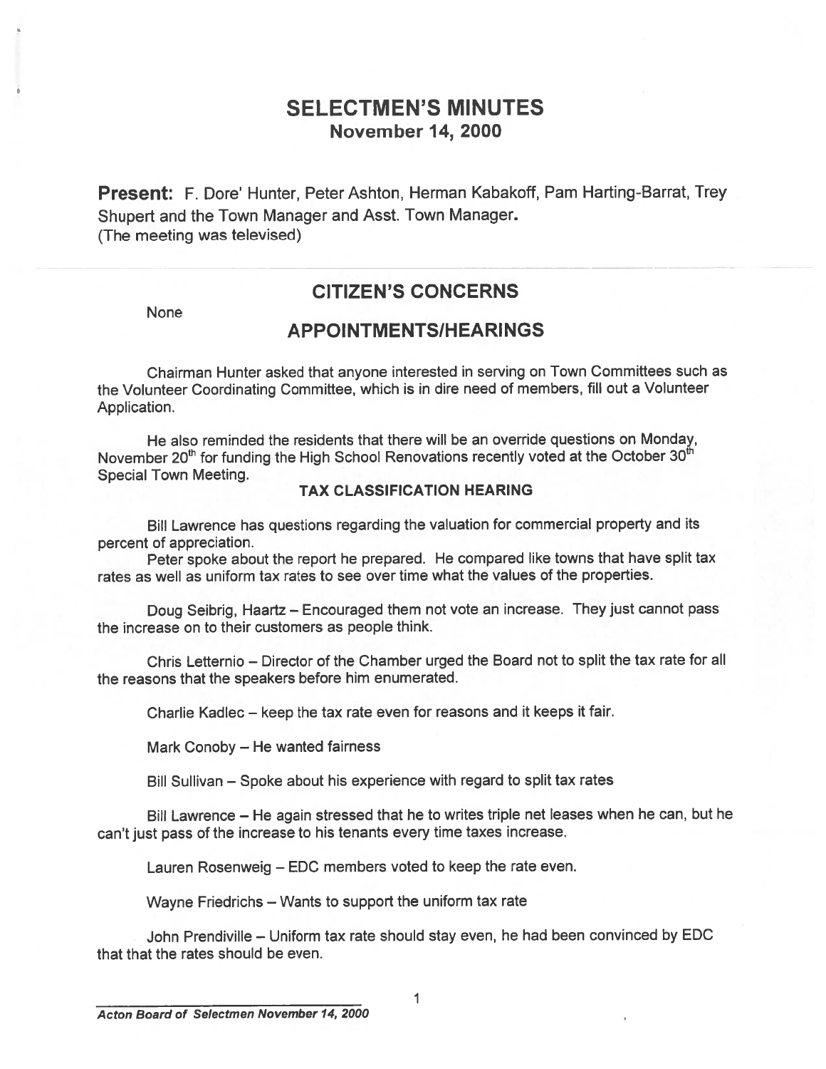# SELECTMEN'S MINUTES
## November 14, 2000

**Present:** F. Dore' Hunter, Peter Ashton, Herman Kabakoff, Pam Harting-Barrat, Trey Shupert and the Town Manager and Asst. Town Manager.
(The meeting was televised)

## CITIZEN'S CONCERNS

None

## APPOINTMENTS/HEARINGS

Chairman Hunter asked that anyone interested in serving on Town Committees such as the Volunteer Coordinating Committee, which is in dire need of members, fill out a Volunteer Application.

He also reminded the residents that there will be an override questions on Monday, November 20th for funding the High School Renovations recently voted at the October 30th Special Town Meeting.

**TAX CLASSIFICATION HEARING**

Bill Lawrence has questions regarding the valuation for commercial property and its percent of appreciation.

Peter spoke about the report he prepared. He compared like towns that have split tax rates as well as uniform tax rates to see over time what the values of the properties.

Doug Seibrig, Haartz – Encouraged them not vote an increase. They just cannot pass the increase on to their customers as people think.

Chris Letternio – Director of the Chamber urged the Board not to split the tax rate for all the reasons that the speakers before him enumerated.

Charlie Kadlec – keep the tax rate even for reasons and it keeps it fair.

Mark Conoby – He wanted fairness

Bill Sullivan – Spoke about his experience with regard to split tax rates

Bill Lawrence – He again stressed that he to writes triple net leases when he can, but he can't just pass of the increase to his tenants every time taxes increase.

Lauren Rosenweig – EDC members voted to keep the rate even.

Wayne Friedrichs – Wants to support the uniform tax rate

John Prendiville – Uniform tax rate should stay even, he had been convinced by EDC that that the rates should be even.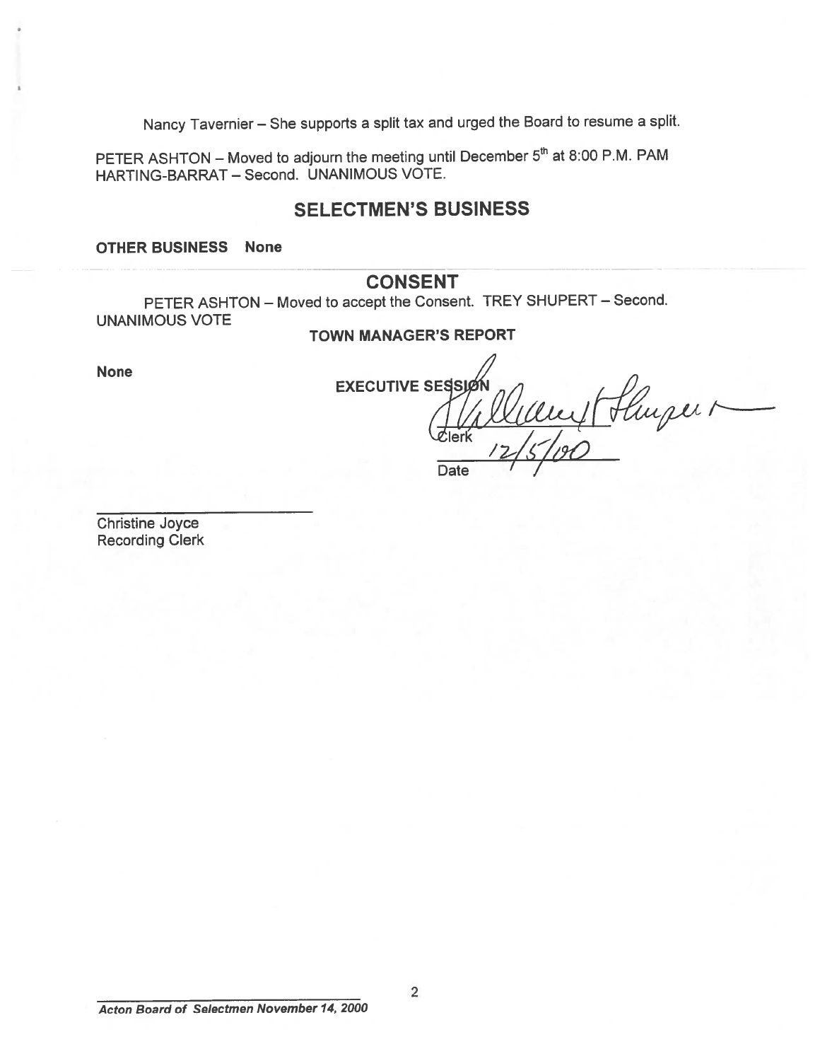Nancy Tavernier – She supports a split tax and urged the Board to resume a split.

PETER ASHTON – Moved to adjourn the meeting until December 5th at 8:00 P.M. PAM HARTING-BARRAT – Second. UNANIMOUS VOTE.

## SELECTMEN'S BUSINESS

**OTHER BUSINESS None**

## CONSENT

PETER ASHTON – Moved to accept the Consent. TREY SHUPERT – Second. UNANIMOUS VOTE

**TOWN MANAGER'S REPORT**

**None**

**EXECUTIVE SESSION**

Clerk

12/5/00

Date

Christine Joyce
Recording Clerk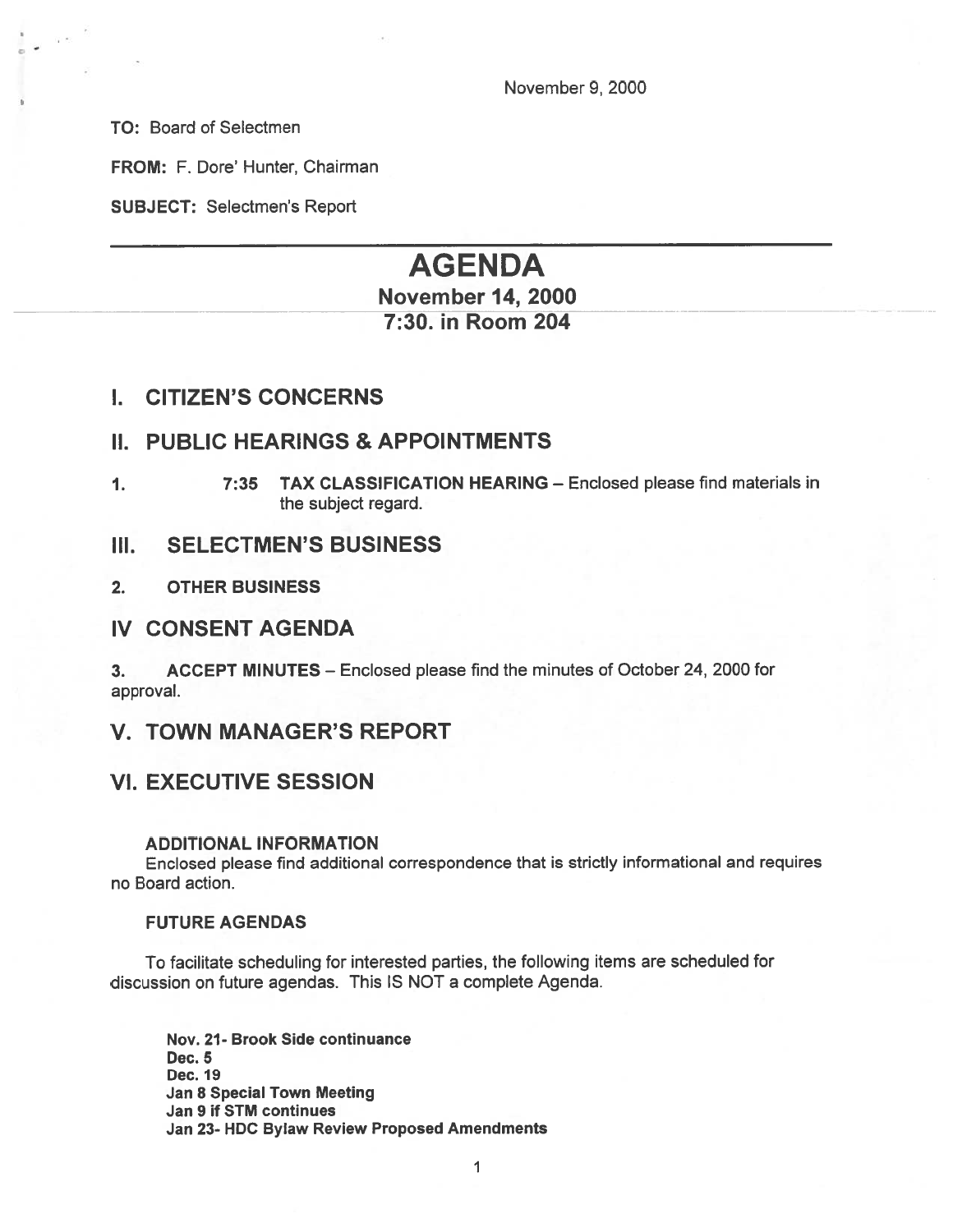November 9, 2000

**TO:** Board of Selectmen

**FROM:** F. Dore' Hunter, Chairman

**SUBJECT:** Selectmen's Report

---

# AGENDA

## November 14, 2000
## 7:30. in Room 204

## I. CITIZEN'S CONCERNS

## II. PUBLIC HEARINGS & APPOINTMENTS

1. **7:35 TAX CLASSIFICATION HEARING** – Enclosed please find materials in the subject regard.

## III. SELECTMEN'S BUSINESS

2. **OTHER BUSINESS**

## IV CONSENT AGENDA

3. **ACCEPT MINUTES** – Enclosed please find the minutes of October 24, 2000 for approval.

## V. TOWN MANAGER'S REPORT

## VI. EXECUTIVE SESSION

**ADDITIONAL INFORMATION**

Enclosed please find additional correspondence that is strictly informational and requires no Board action.

**FUTURE AGENDAS**

To facilitate scheduling for interested parties, the following items are scheduled for discussion on future agendas. This IS NOT a complete Agenda.

**Nov. 21- Brook Side continuance**
**Dec. 5**
**Dec. 19**
**Jan 8 Special Town Meeting**
**Jan 9 if STM continues**
**Jan 23- HDC Bylaw Review Proposed Amendments**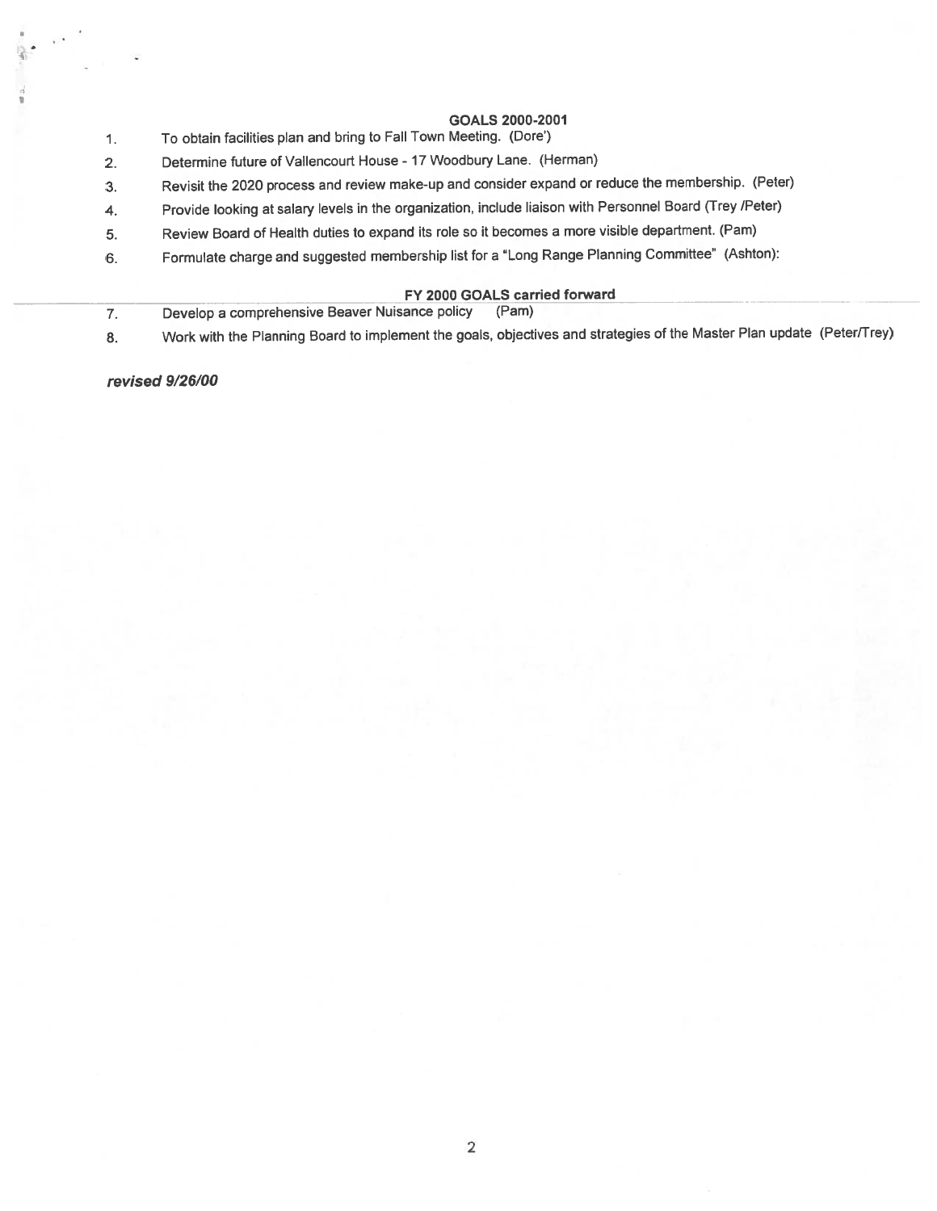## GOALS 2000-2001

1. To obtain facilities plan and bring to Fall Town Meeting. (Dore')
2. Determine future of Vallencourt House - 17 Woodbury Lane. (Herman)
3. Revisit the 2020 process and review make-up and consider expand or reduce the membership. (Peter)
4. Provide looking at salary levels in the organization, include liaison with Personnel Board (Trey /Peter)
5. Review Board of Health duties to expand its role so it becomes a more visible department. (Pam)
6. Formulate charge and suggested membership list for a "Long Range Planning Committee" (Ashton):

## FY 2000 GOALS carried forward

7. Develop a comprehensive Beaver Nuisance policy (Pam)
8. Work with the Planning Board to implement the goals, objectives and strategies of the Master Plan update (Peter/Trey)

***revised 9/26/00***